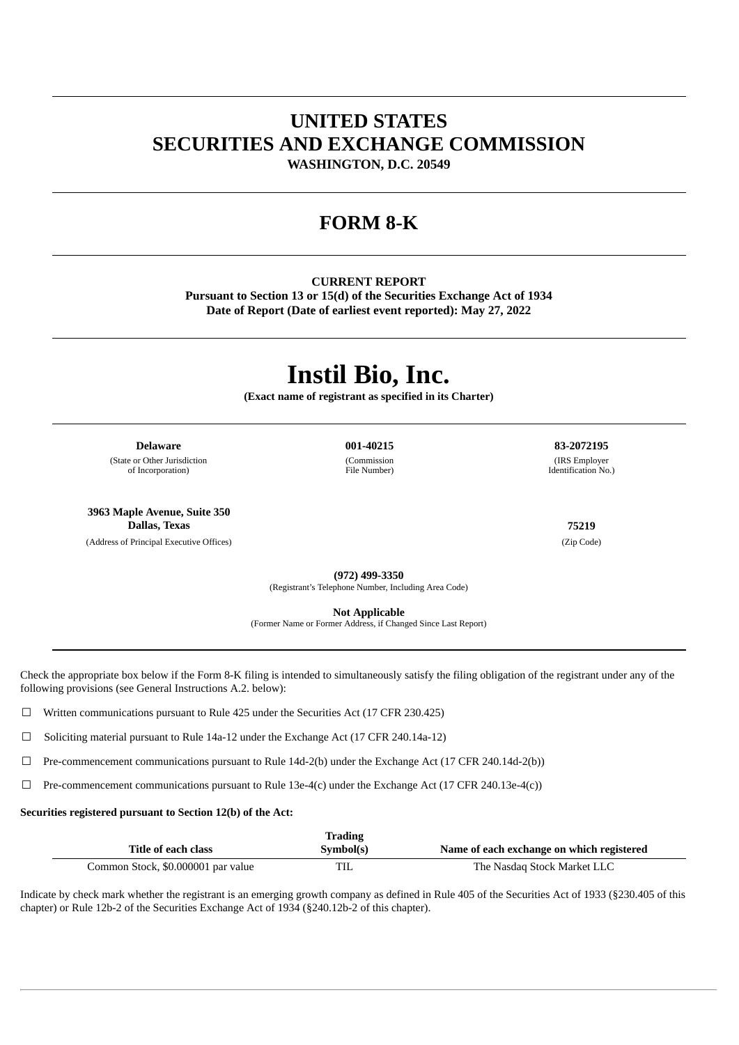# UNITED STATES
# SECURITIES AND EXCHANGE COMMISSION

**WASHINGTON, D.C. 20549**

# FORM 8-K

**CURRENT REPORT**
**Pursuant to Section 13 or 15(d) of the Securities Exchange Act of 1934**
**Date of Report (Date of earliest event reported): May 27, 2022**

# Instil Bio, Inc.

**(Exact name of registrant as specified in its Charter)**

| | | |
|---|---|---|
| **Delaware** | **001-40215** | **83-2072195** |
| (State or Other Jurisdiction of Incorporation) | (Commission File Number) | (IRS Employer Identification No.) |

| | |
|---|---|
| **3963 Maple Avenue, Suite 350**<br>**Dallas, Texas** | **75219** |
| (Address of Principal Executive Offices) | (Zip Code) |

**(972) 499-3350**
(Registrant's Telephone Number, Including Area Code)

**Not Applicable**
(Former Name or Former Address, if Changed Since Last Report)

Check the appropriate box below if the Form 8-K filing is intended to simultaneously satisfy the filing obligation of the registrant under any of the following provisions (see General Instructions A.2. below):

☐ Written communications pursuant to Rule 425 under the Securities Act (17 CFR 230.425)

☐ Soliciting material pursuant to Rule 14a-12 under the Exchange Act (17 CFR 240.14a-12)

☐ Pre-commencement communications pursuant to Rule 14d-2(b) under the Exchange Act (17 CFR 240.14d-2(b))

☐ Pre-commencement communications pursuant to Rule 13e-4(c) under the Exchange Act (17 CFR 240.13e-4(c))

**Securities registered pursuant to Section 12(b) of the Act:**

| Title of each class | Trading Symbol(s) | Name of each exchange on which registered |
|---|---|---|
| Common Stock, $0.000001 par value | TIL | The Nasdaq Stock Market LLC |

Indicate by check mark whether the registrant is an emerging growth company as defined in Rule 405 of the Securities Act of 1933 (§230.405 of this chapter) or Rule 12b-2 of the Securities Exchange Act of 1934 (§240.12b-2 of this chapter).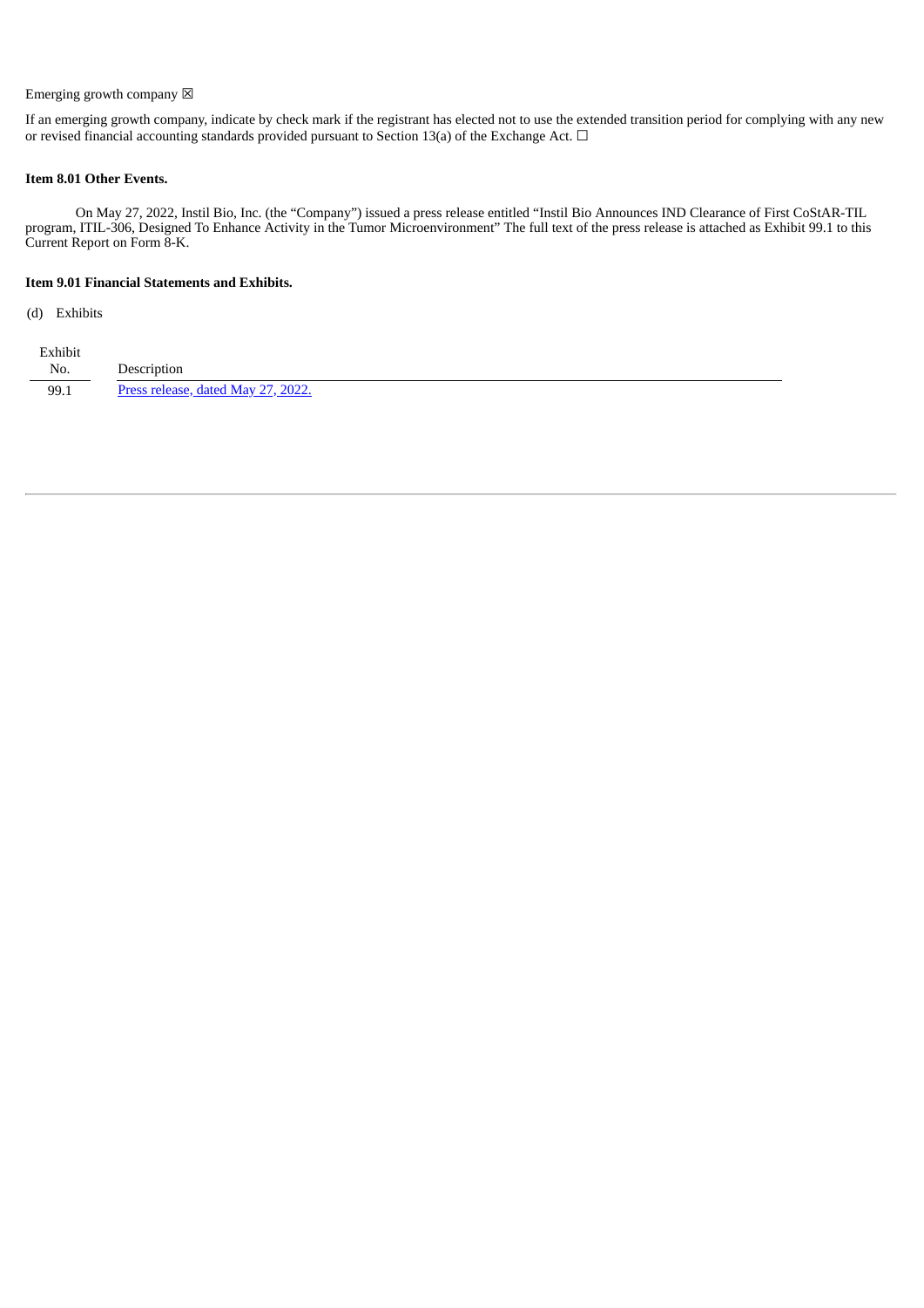Emerging growth company ☒

If an emerging growth company, indicate by check mark if the registrant has elected not to use the extended transition period for complying with any new or revised financial accounting standards provided pursuant to Section 13(a) of the Exchange Act. ☐

**Item 8.01 Other Events.**

On May 27, 2022, Instil Bio, Inc. (the "Company") issued a press release entitled "Instil Bio Announces IND Clearance of First CoStAR-TIL program, ITIL-306, Designed To Enhance Activity in the Tumor Microenvironment" The full text of the press release is attached as Exhibit 99.1 to this Current Report on Form 8-K.

**Item 9.01 Financial Statements and Exhibits.**

(d) Exhibits

| Exhibit No. | Description |
|---|---|
| 99.1 | Press release, dated May 27, 2022. |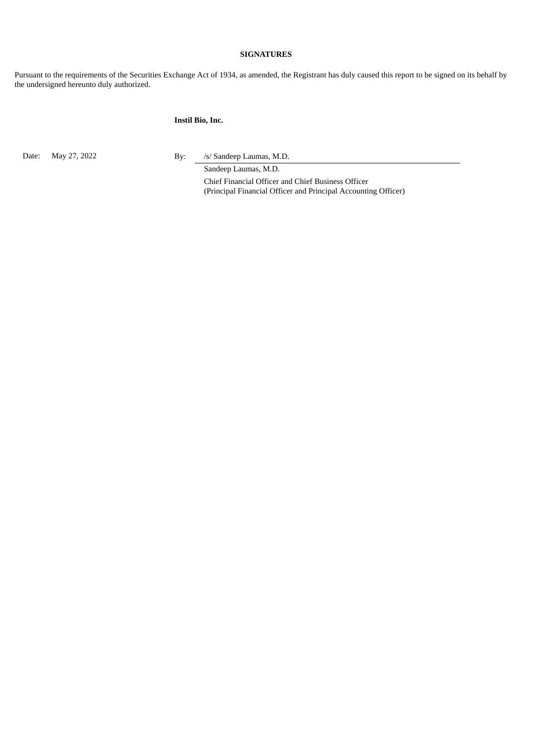**SIGNATURES**

Pursuant to the requirements of the Securities Exchange Act of 1934, as amended, the Registrant has duly caused this report to be signed on its behalf by the undersigned hereunto duly authorized.

**Instil Bio, Inc.**

| | | | |
|---|---|---|---|
| Date: | May 27, 2022 | By: | /s/ Sandeep Laumas, M.D. |
| | | | Sandeep Laumas, M.D. |
| | | | Chief Financial Officer and Chief Business Officer<br>(Principal Financial Officer and Principal Accounting Officer) |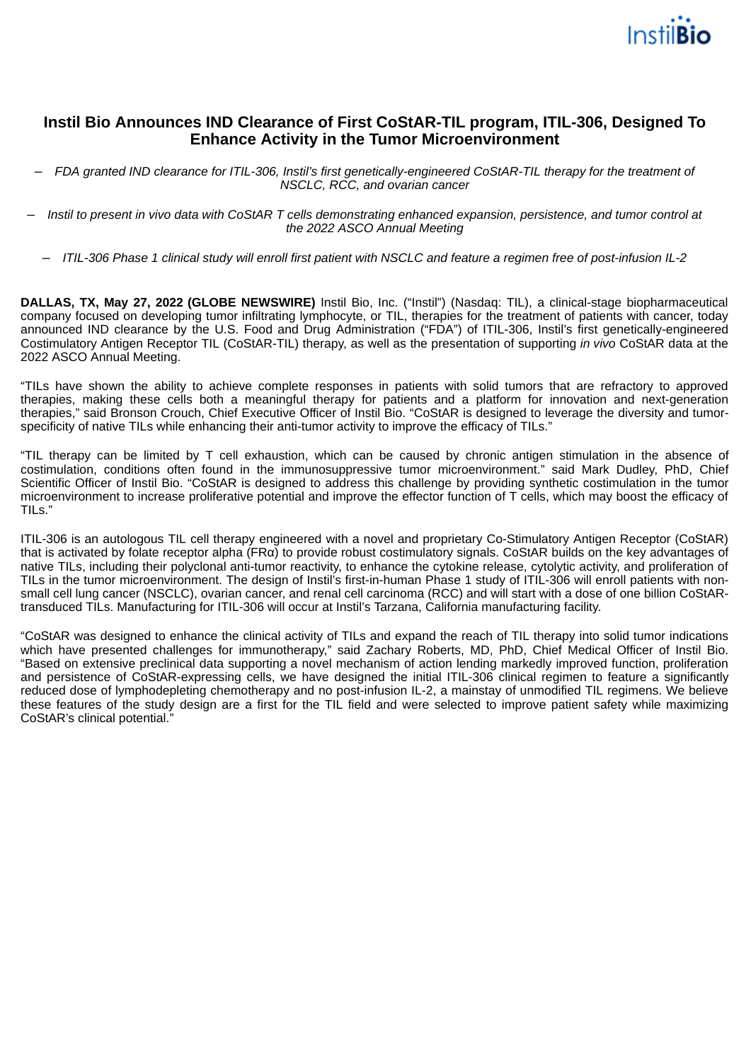# Instil Bio Announces IND Clearance of First CoStAR-TIL program, ITIL-306, Designed To Enhance Activity in the Tumor Microenvironment

– *FDA granted IND clearance for ITIL-306, Instil's first genetically-engineered CoStAR-TIL therapy for the treatment of NSCLC, RCC, and ovarian cancer*

– *Instil to present in vivo data with CoStAR T cells demonstrating enhanced expansion, persistence, and tumor control at the 2022 ASCO Annual Meeting*

– *ITIL-306 Phase 1 clinical study will enroll first patient with NSCLC and feature a regimen free of post-infusion IL-2*

**DALLAS, TX, May 27, 2022 (GLOBE NEWSWIRE)** Instil Bio, Inc. ("Instil") (Nasdaq: TIL), a clinical-stage biopharmaceutical company focused on developing tumor infiltrating lymphocyte, or TIL, therapies for the treatment of patients with cancer, today announced IND clearance by the U.S. Food and Drug Administration ("FDA") of ITIL-306, Instil's first genetically-engineered Costimulatory Antigen Receptor TIL (CoStAR-TIL) therapy, as well as the presentation of supporting *in vivo* CoStAR data at the 2022 ASCO Annual Meeting.

"TILs have shown the ability to achieve complete responses in patients with solid tumors that are refractory to approved therapies, making these cells both a meaningful therapy for patients and a platform for innovation and next-generation therapies," said Bronson Crouch, Chief Executive Officer of Instil Bio. "CoStAR is designed to leverage the diversity and tumor-specificity of native TILs while enhancing their anti-tumor activity to improve the efficacy of TILs."

"TIL therapy can be limited by T cell exhaustion, which can be caused by chronic antigen stimulation in the absence of costimulation, conditions often found in the immunosuppressive tumor microenvironment." said Mark Dudley, PhD, Chief Scientific Officer of Instil Bio. "CoStAR is designed to address this challenge by providing synthetic costimulation in the tumor microenvironment to increase proliferative potential and improve the effector function of T cells, which may boost the efficacy of TILs."

ITIL-306 is an autologous TIL cell therapy engineered with a novel and proprietary Co-Stimulatory Antigen Receptor (CoStAR) that is activated by folate receptor alpha (FRα) to provide robust costimulatory signals. CoStAR builds on the key advantages of native TILs, including their polyclonal anti-tumor reactivity, to enhance the cytokine release, cytolytic activity, and proliferation of TILs in the tumor microenvironment. The design of Instil's first-in-human Phase 1 study of ITIL-306 will enroll patients with non-small cell lung cancer (NSCLC), ovarian cancer, and renal cell carcinoma (RCC) and will start with a dose of one billion CoStAR-transduced TILs. Manufacturing for ITIL-306 will occur at Instil's Tarzana, California manufacturing facility.

"CoStAR was designed to enhance the clinical activity of TILs and expand the reach of TIL therapy into solid tumor indications which have presented challenges for immunotherapy," said Zachary Roberts, MD, PhD, Chief Medical Officer of Instil Bio. "Based on extensive preclinical data supporting a novel mechanism of action lending markedly improved function, proliferation and persistence of CoStAR-expressing cells, we have designed the initial ITIL-306 clinical regimen to feature a significantly reduced dose of lymphodepleting chemotherapy and no post-infusion IL-2, a mainstay of unmodified TIL regimens. We believe these features of the study design are a first for the TIL field and were selected to improve patient safety while maximizing CoStAR's clinical potential."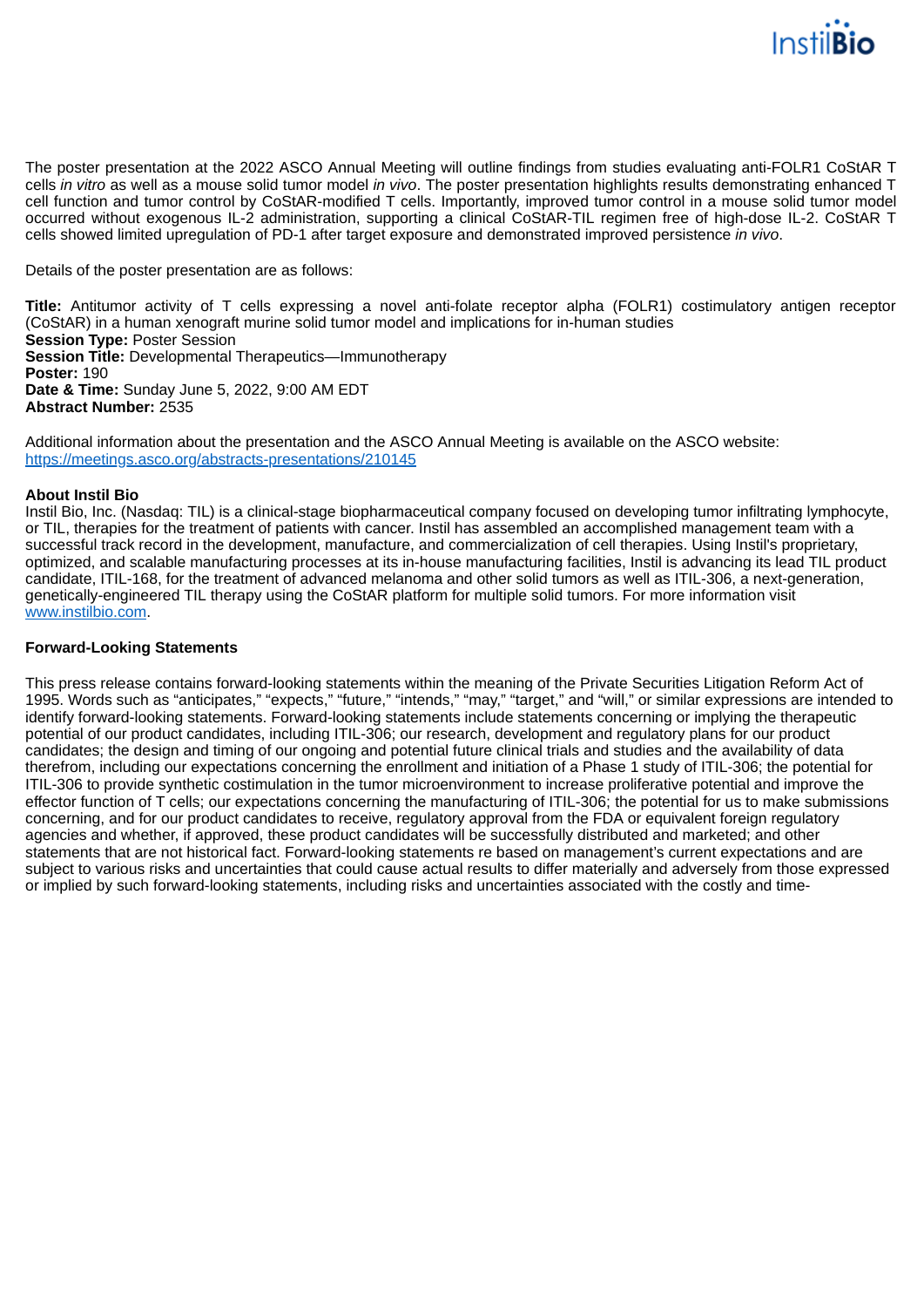The poster presentation at the 2022 ASCO Annual Meeting will outline findings from studies evaluating anti-FOLR1 CoStAR T cells *in vitro* as well as a mouse solid tumor model *in vivo*. The poster presentation highlights results demonstrating enhanced T cell function and tumor control by CoStAR-modified T cells. Importantly, improved tumor control in a mouse solid tumor model occurred without exogenous IL-2 administration, supporting a clinical CoStAR-TIL regimen free of high-dose IL-2. CoStAR T cells showed limited upregulation of PD-1 after target exposure and demonstrated improved persistence *in vivo*.

Details of the poster presentation are as follows:

**Title:** Antitumor activity of T cells expressing a novel anti-folate receptor alpha (FOLR1) costimulatory antigen receptor (CoStAR) in a human xenograft murine solid tumor model and implications for in-human studies
**Session Type:** Poster Session
**Session Title:** Developmental Therapeutics—Immunotherapy
**Poster:** 190
**Date & Time:** Sunday June 5, 2022, 9:00 AM EDT
**Abstract Number:** 2535

Additional information about the presentation and the ASCO Annual Meeting is available on the ASCO website: [https://meetings.asco.org/abstracts-presentations/210145](https://meetings.asco.org/abstracts-presentations/210145)

**About Instil Bio**
Instil Bio, Inc. (Nasdaq: TIL) is a clinical-stage biopharmaceutical company focused on developing tumor infiltrating lymphocyte, or TIL, therapies for the treatment of patients with cancer. Instil has assembled an accomplished management team with a successful track record in the development, manufacture, and commercialization of cell therapies. Using Instil's proprietary, optimized, and scalable manufacturing processes at its in-house manufacturing facilities, Instil is advancing its lead TIL product candidate, ITIL-168, for the treatment of advanced melanoma and other solid tumors as well as ITIL-306, a next-generation, genetically-engineered TIL therapy using the CoStAR platform for multiple solid tumors. For more information visit [www.instilbio.com](www.instilbio.com).

**Forward-Looking Statements**

This press release contains forward-looking statements within the meaning of the Private Securities Litigation Reform Act of 1995. Words such as "anticipates," "expects," "future," "intends," "may," "target," and "will," or similar expressions are intended to identify forward-looking statements. Forward-looking statements include statements concerning or implying the therapeutic potential of our product candidates, including ITIL-306; our research, development and regulatory plans for our product candidates; the design and timing of our ongoing and potential future clinical trials and studies and the availability of data therefrom, including our expectations concerning the enrollment and initiation of a Phase 1 study of ITIL-306; the potential for ITIL-306 to provide synthetic costimulation in the tumor microenvironment to increase proliferative potential and improve the effector function of T cells; our expectations concerning the manufacturing of ITIL-306; the potential for us to make submissions concerning, and for our product candidates to receive, regulatory approval from the FDA or equivalent foreign regulatory agencies and whether, if approved, these product candidates will be successfully distributed and marketed; and other statements that are not historical fact. Forward-looking statements re based on management's current expectations and are subject to various risks and uncertainties that could cause actual results to differ materially and adversely from those expressed or implied by such forward-looking statements, including risks and uncertainties associated with the costly and time-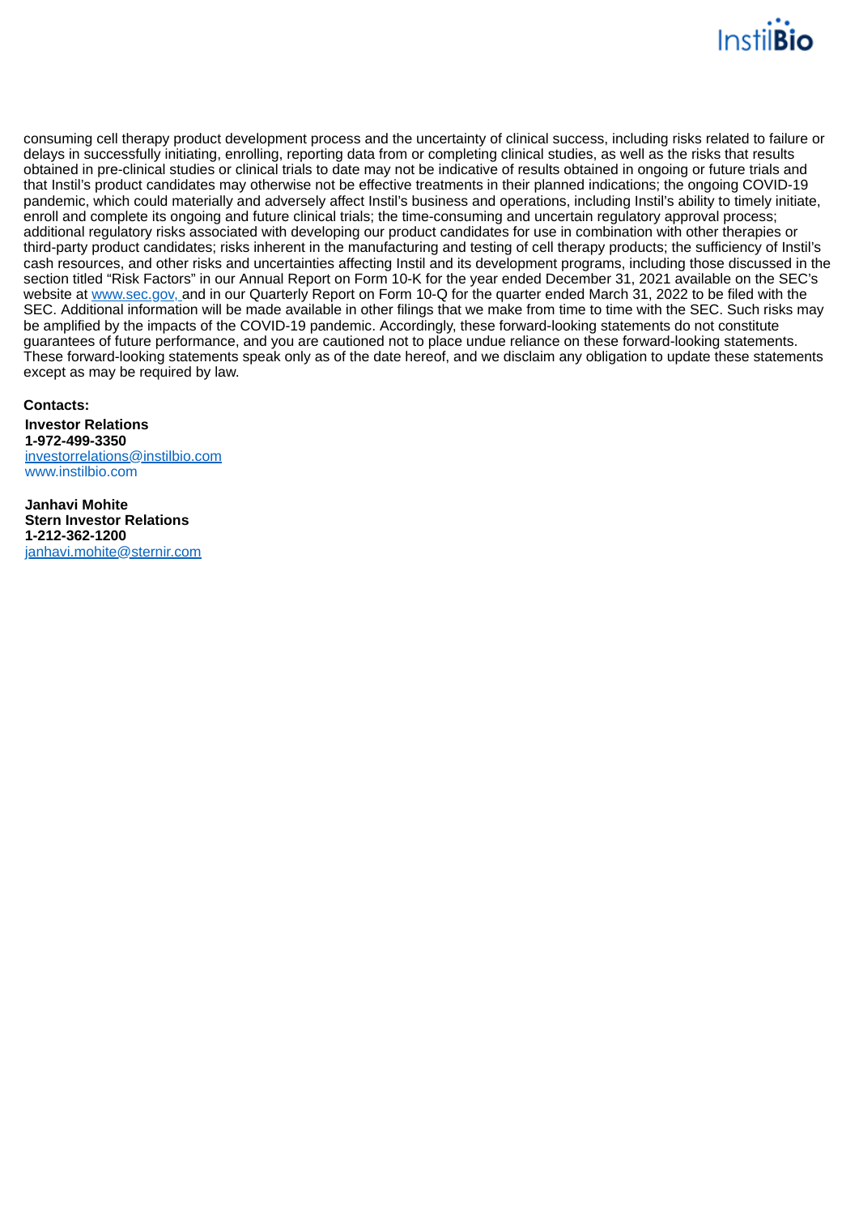consuming cell therapy product development process and the uncertainty of clinical success, including risks related to failure or delays in successfully initiating, enrolling, reporting data from or completing clinical studies, as well as the risks that results obtained in pre-clinical studies or clinical trials to date may not be indicative of results obtained in ongoing or future trials and that Instil's product candidates may otherwise not be effective treatments in their planned indications; the ongoing COVID-19 pandemic, which could materially and adversely affect Instil's business and operations, including Instil's ability to timely initiate, enroll and complete its ongoing and future clinical trials; the time-consuming and uncertain regulatory approval process; additional regulatory risks associated with developing our product candidates for use in combination with other therapies or third-party product candidates; risks inherent in the manufacturing and testing of cell therapy products; the sufficiency of Instil's cash resources, and other risks and uncertainties affecting Instil and its development programs, including those discussed in the section titled "Risk Factors" in our Annual Report on Form 10-K for the year ended December 31, 2021 available on the SEC's website at www.sec.gov, and in our Quarterly Report on Form 10-Q for the quarter ended March 31, 2022 to be filed with the SEC. Additional information will be made available in other filings that we make from time to time with the SEC. Such risks may be amplified by the impacts of the COVID-19 pandemic. Accordingly, these forward-looking statements do not constitute guarantees of future performance, and you are cautioned not to place undue reliance on these forward-looking statements. These forward-looking statements speak only as of the date hereof, and we disclaim any obligation to update these statements except as may be required by law.

**Contacts:**

**Investor Relations**
**1-972-499-3350**
investorrelations@instilbio.com
www.instilbio.com

**Janhavi Mohite**
**Stern Investor Relations**
**1-212-362-1200**
janhavi.mohite@sternir.com